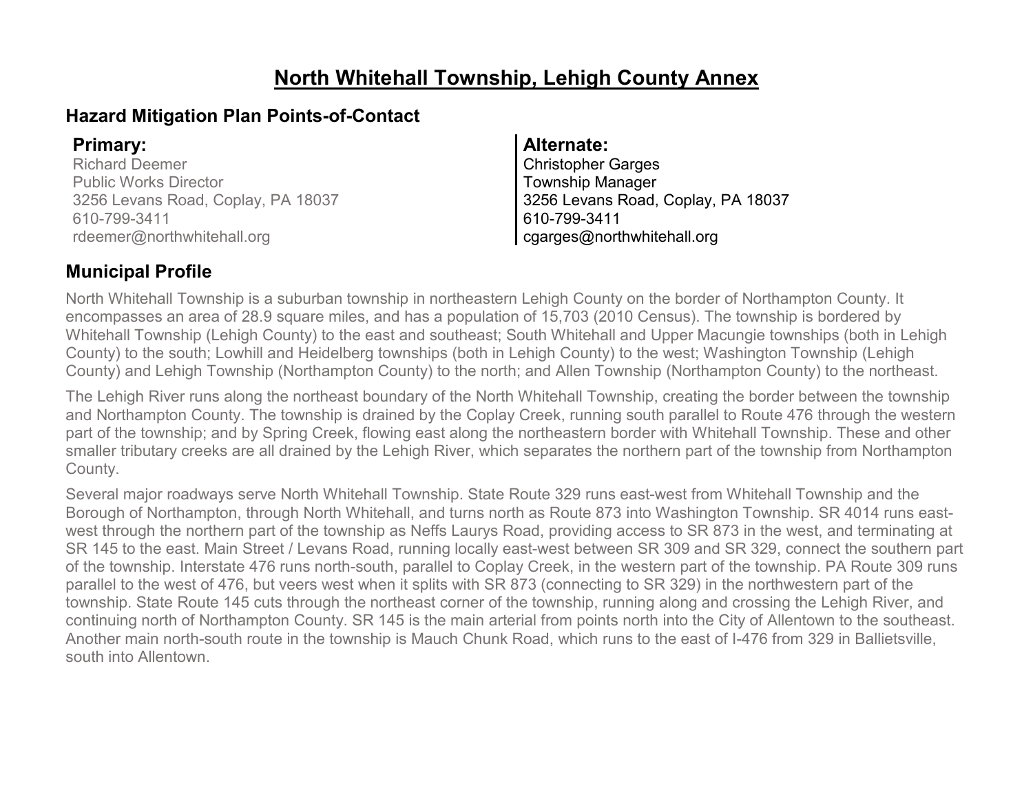# North Whitehall Township, Lehigh County Annex

## Hazard Mitigation Plan Points-of-Contact

### Primary:

Richard Deemer
Public Works Director
3256 Levans Road, Coplay, PA 18037
610-799-3411
rdeemer@northwhitehall.org

### Alternate:

Christopher Garges
Township Manager
3256 Levans Road, Coplay, PA 18037
610-799-3411
cgarges@northwhitehall.org

## Municipal Profile

North Whitehall Township is a suburban township in northeastern Lehigh County on the border of Northampton County. It encompasses an area of 28.9 square miles, and has a population of 15,703 (2010 Census). The township is bordered by Whitehall Township (Lehigh County) to the east and southeast; South Whitehall and Upper Macungie townships (both in Lehigh County) to the south; Lowhill and Heidelberg townships (both in Lehigh County) to the west; Washington Township (Lehigh County) and Lehigh Township (Northampton County) to the north; and Allen Township (Northampton County) to the northeast.

The Lehigh River runs along the northeast boundary of the North Whitehall Township, creating the border between the township and Northampton County. The township is drained by the Coplay Creek, running south parallel to Route 476 through the western part of the township; and by Spring Creek, flowing east along the northeastern border with Whitehall Township. These and other smaller tributary creeks are all drained by the Lehigh River, which separates the northern part of the township from Northampton County.

Several major roadways serve North Whitehall Township. State Route 329 runs east-west from Whitehall Township and the Borough of Northampton, through North Whitehall, and turns north as Route 873 into Washington Township. SR 4014 runs east-west through the northern part of the township as Neffs Laurys Road, providing access to SR 873 in the west, and terminating at SR 145 to the east. Main Street / Levans Road, running locally east-west between SR 309 and SR 329, connect the southern part of the township. Interstate 476 runs north-south, parallel to Coplay Creek, in the western part of the township. PA Route 309 runs parallel to the west of 476, but veers west when it splits with SR 873 (connecting to SR 329) in the northwestern part of the township. State Route 145 cuts through the northeast corner of the township, running along and crossing the Lehigh River, and continuing north of Northampton County. SR 145 is the main arterial from points north into the City of Allentown to the southeast. Another main north-south route in the township is Mauch Chunk Road, which runs to the east of I-476 from 329 in Ballietsville, south into Allentown.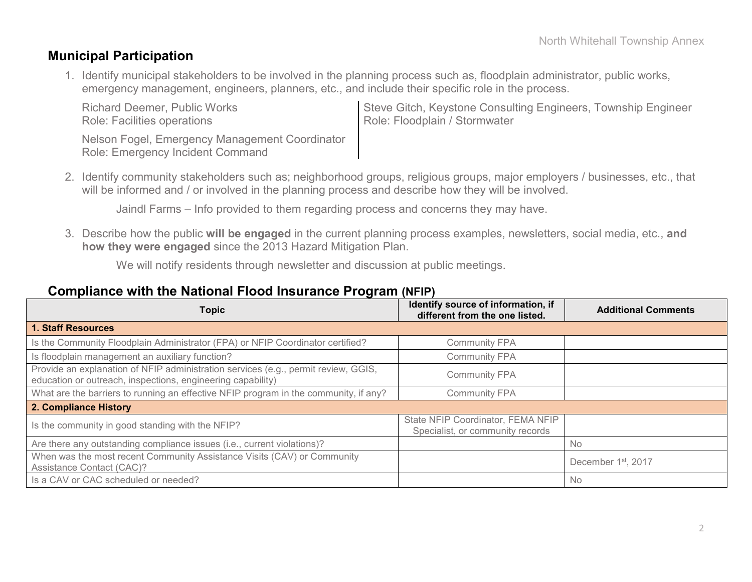## Municipal Participation

1. Identify municipal stakeholders to be involved in the planning process such as, floodplain administrator, public works, emergency management, engineers, planners, etc., and include their specific role in the process.

   Richard Deemer, Public Works
   Role: Facilities operations

   Nelson Fogel, Emergency Management Coordinator
   Role: Emergency Incident Command

   Steve Gitch, Keystone Consulting Engineers, Township Engineer
   Role: Floodplain / Stormwater

2. Identify community stakeholders such as; neighborhood groups, religious groups, major employers / businesses, etc., that will be informed and / or involved in the planning process and describe how they will be involved.

   Jaindl Farms – Info provided to them regarding process and concerns they may have.

3. Describe how the public **will be engaged** in the current planning process examples, newsletters, social media, etc., **and how they were engaged** since the 2013 Hazard Mitigation Plan.

   We will notify residents through newsletter and discussion at public meetings.

## Compliance with the National Flood Insurance Program (NFIP)

| Topic | Identify source of information, if different from the one listed. | Additional Comments |
|---|---|---|
| **1. Staff Resources** | | |
| Is the Community Floodplain Administrator (FPA) or NFIP Coordinator certified? | Community FPA | |
| Is floodplain management an auxiliary function? | Community FPA | |
| Provide an explanation of NFIP administration services (e.g., permit review, GGIS, education or outreach, inspections, engineering capability) | Community FPA | |
| What are the barriers to running an effective NFIP program in the community, if any? | Community FPA | |
| **2. Compliance History** | | |
| Is the community in good standing with the NFIP? | State NFIP Coordinator, FEMA NFIP Specialist, or community records | |
| Are there any outstanding compliance issues (i.e., current violations)? | | No |
| When was the most recent Community Assistance Visits (CAV) or Community Assistance Contact (CAC)? | | December 1st, 2017 |
| Is a CAV or CAC scheduled or needed? | | No |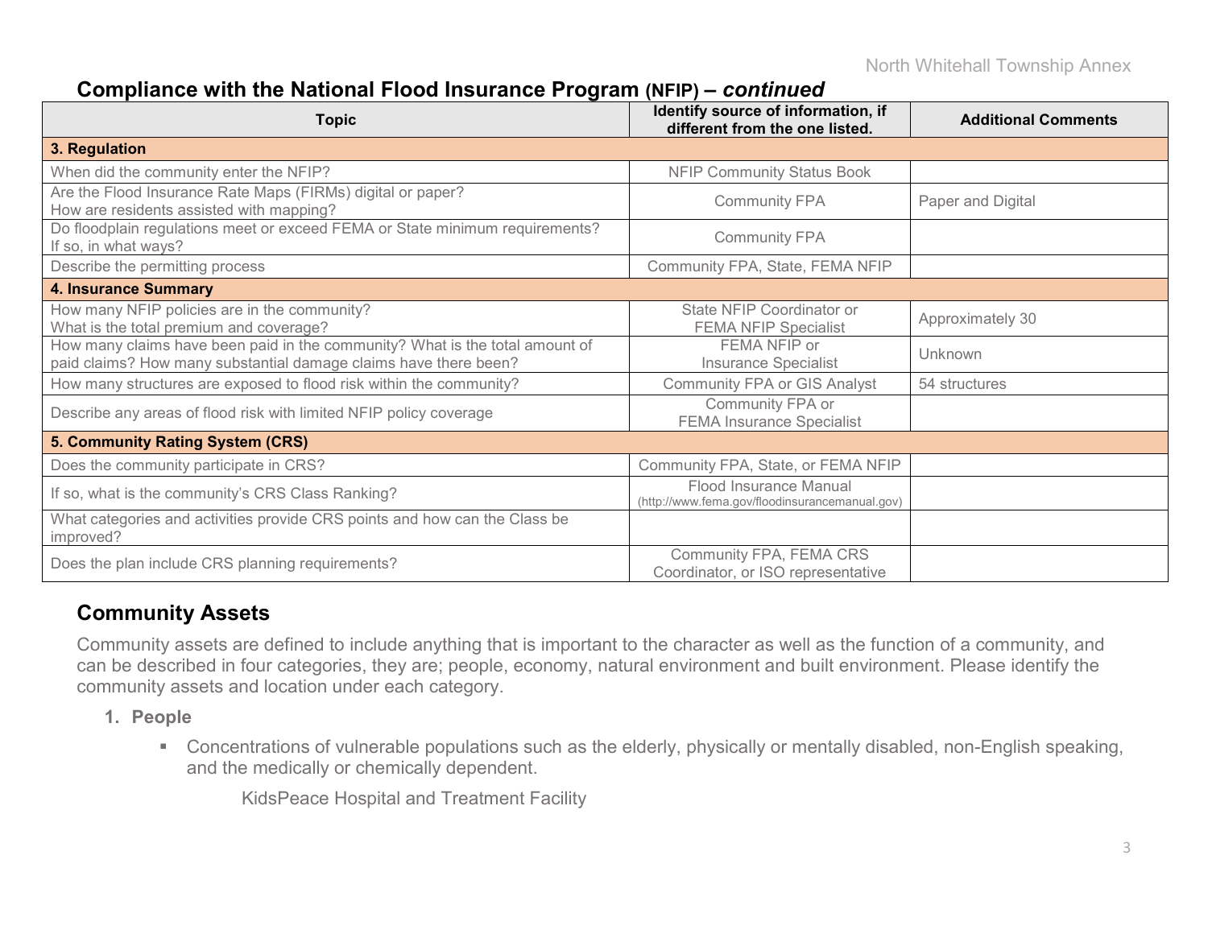## Compliance with the National Flood Insurance Program (NFIP) – *continued*

| Topic | Identify source of information, if different from the one listed. | Additional Comments |
|---|---|---|
| **3. Regulation** | | |
| When did the community enter the NFIP? | NFIP Community Status Book | |
| Are the Flood Insurance Rate Maps (FIRMs) digital or paper? How are residents assisted with mapping? | Community FPA | Paper and Digital |
| Do floodplain regulations meet or exceed FEMA or State minimum requirements? If so, in what ways? | Community FPA | |
| Describe the permitting process | Community FPA, State, FEMA NFIP | |
| **4. Insurance Summary** | | |
| How many NFIP policies are in the community? What is the total premium and coverage? | State NFIP Coordinator or FEMA NFIP Specialist | Approximately 30 |
| How many claims have been paid in the community? What is the total amount of paid claims? How many substantial damage claims have there been? | FEMA NFIP or Insurance Specialist | Unknown |
| How many structures are exposed to flood risk within the community? | Community FPA or GIS Analyst | 54 structures |
| Describe any areas of flood risk with limited NFIP policy coverage | Community FPA or FEMA Insurance Specialist | |
| **5. Community Rating System (CRS)** | | |
| Does the community participate in CRS? | Community FPA, State, or FEMA NFIP | |
| If so, what is the community's CRS Class Ranking? | Flood Insurance Manual (http://www.fema.gov/floodinsurancemanual.gov) | |
| What categories and activities provide CRS points and how can the Class be improved? | | |
| Does the plan include CRS planning requirements? | Community FPA, FEMA CRS Coordinator, or ISO representative | |

## Community Assets

Community assets are defined to include anything that is important to the character as well as the function of a community, and can be described in four categories, they are; people, economy, natural environment and built environment. Please identify the community assets and location under each category.

1. **People**
   - Concentrations of vulnerable populations such as the elderly, physically or mentally disabled, non-English speaking, and the medically or chemically dependent.

     KidsPeace Hospital and Treatment Facility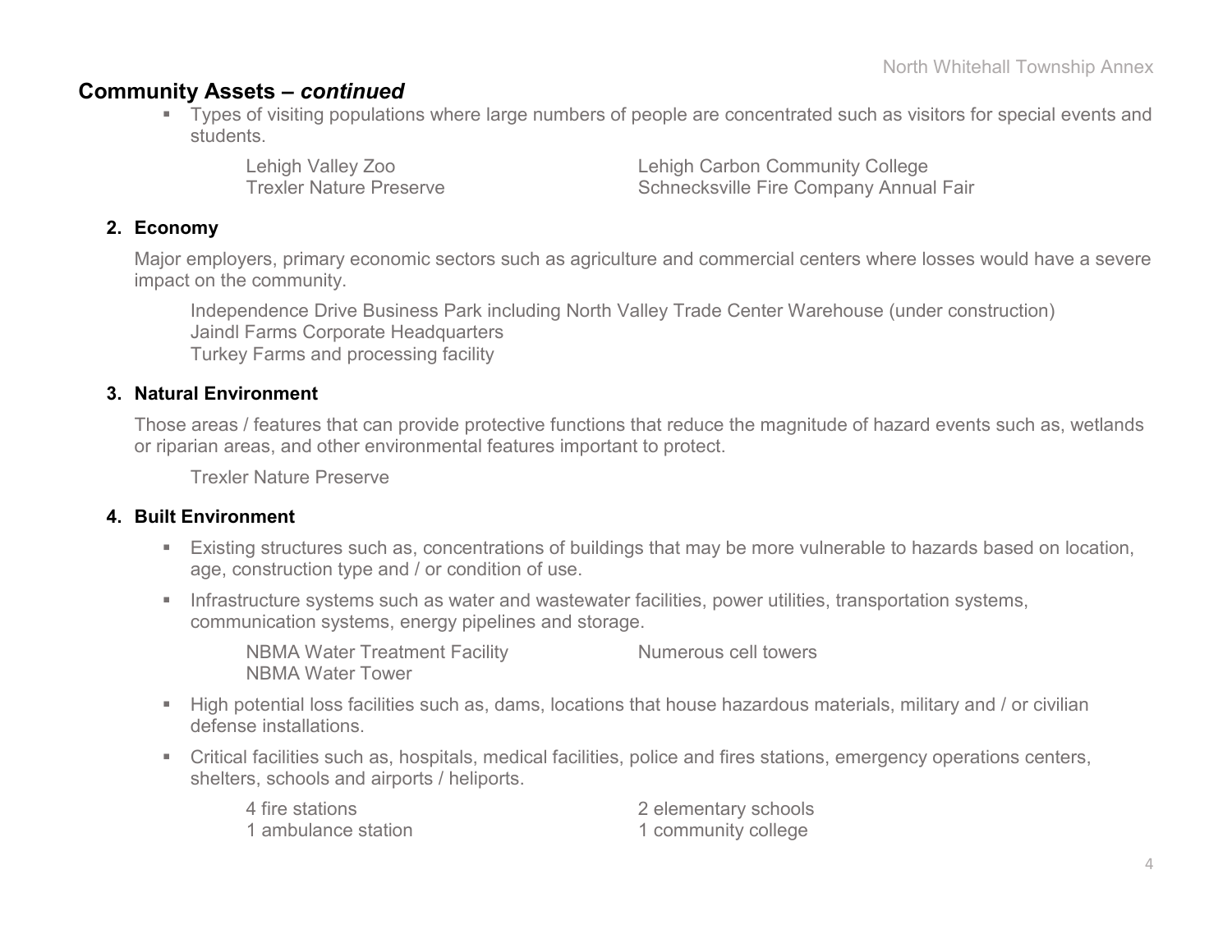## Community Assets – *continued*

- Types of visiting populations where large numbers of people are concentrated such as visitors for special events and students.

  Lehigh Valley Zoo
  Trexler Nature Preserve
  Lehigh Carbon Community College
  Schnecksville Fire Company Annual Fair

### 2. Economy

Major employers, primary economic sectors such as agriculture and commercial centers where losses would have a severe impact on the community.

Independence Drive Business Park including North Valley Trade Center Warehouse (under construction)
Jaindl Farms Corporate Headquarters
Turkey Farms and processing facility

### 3. Natural Environment

Those areas / features that can provide protective functions that reduce the magnitude of hazard events such as, wetlands or riparian areas, and other environmental features important to protect.

Trexler Nature Preserve

### 4. Built Environment

- Existing structures such as, concentrations of buildings that may be more vulnerable to hazards based on location, age, construction type and / or condition of use.
- Infrastructure systems such as water and wastewater facilities, power utilities, transportation systems, communication systems, energy pipelines and storage.

  NBMA Water Treatment Facility
  NBMA Water Tower
  Numerous cell towers

- High potential loss facilities such as, dams, locations that house hazardous materials, military and / or civilian defense installations.
- Critical facilities such as, hospitals, medical facilities, police and fires stations, emergency operations centers, shelters, schools and airports / heliports.

  4 fire stations
  1 ambulance station
  2 elementary schools
  1 community college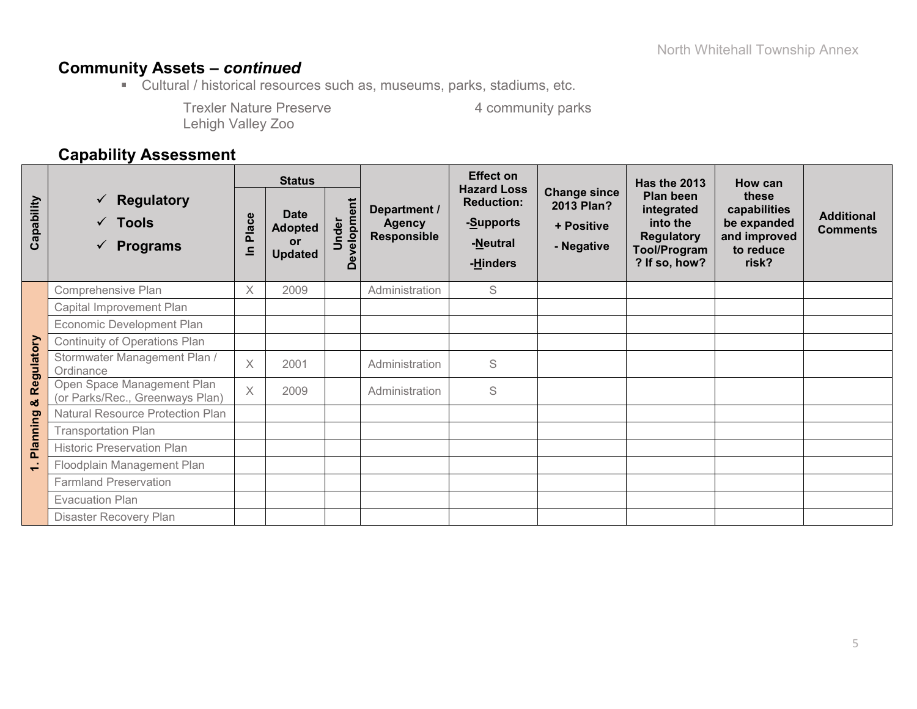## Community Assets – *continued*

- Cultural / historical resources such as, museums, parks, stadiums, etc.

  Trexler Nature Preserve
  Lehigh Valley Zoo
  4 community parks

## Capability Assessment

| Capability | ✓ Regulatory ✓ Tools ✓ Programs | Status | | | Department / Agency Responsible | Effect on Hazard Loss Reduction: -Supports -Neutral -Hinders | Change since 2013 Plan? + Positive - Negative | Has the 2013 Plan been integrated into the Regulatory Tool/Program? If so, how? | How can these capabilities be expanded and improved to reduce risk? | Additional Comments |
|---|---|---|---|---|---|---|---|---|---|---|
| | | In Place | Date Adopted or Updated | Under Development | | | | | | |
| 1. Planning & Regulatory | Comprehensive Plan | X | 2009 | | Administration | S | | | | |
| | Capital Improvement Plan | | | | | | | | | |
| | Economic Development Plan | | | | | | | | | |
| | Continuity of Operations Plan | | | | | | | | | |
| | Stormwater Management Plan / Ordinance | X | 2001 | | Administration | S | | | | |
| | Open Space Management Plan (or Parks/Rec., Greenways Plan) | X | 2009 | | Administration | S | | | | |
| | Natural Resource Protection Plan | | | | | | | | | |
| | Transportation Plan | | | | | | | | | |
| | Historic Preservation Plan | | | | | | | | | |
| | Floodplain Management Plan | | | | | | | | | |
| | Farmland Preservation | | | | | | | | | |
| | Evacuation Plan | | | | | | | | | |
| | Disaster Recovery Plan | | | | | | | | | |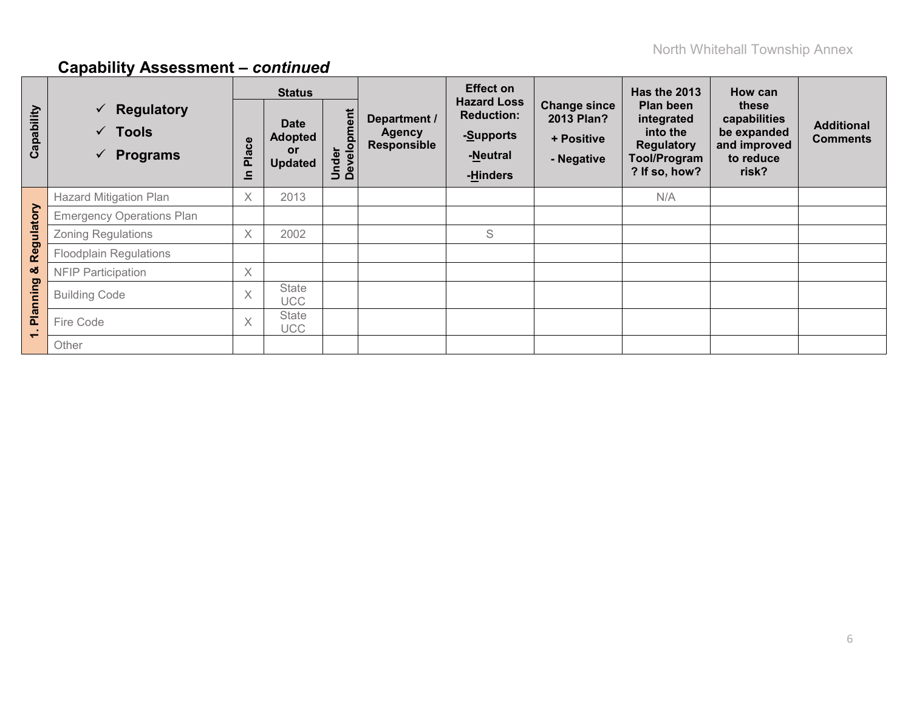## Capability Assessment – *continued*

| Capability | ✓ Regulatory ✓ Tools ✓ Programs | Status | | | Department / Agency Responsible | Effect on Hazard Loss Reduction: -Supports -Neutral -Hinders | Change since 2013 Plan? + Positive - Negative | Has the 2013 Plan been integrated into the Regulatory Tool/Program? If so, how? | How can these capabilities be expanded and improved to reduce risk? | Additional Comments |
|---|---|---|---|---|---|---|---|---|---|---|
| | | In Place | Date Adopted or Updated | Under Development | | | | | | |
| 1. Planning & Regulatory | Hazard Mitigation Plan | X | 2013 | | | | | N/A | | |
| | Emergency Operations Plan | | | | | | | | | |
| | Zoning Regulations | X | 2002 | | | S | | | | |
| | Floodplain Regulations | | | | | | | | | |
| | NFIP Participation | X | | | | | | | | |
| | Building Code | X | State UCC | | | | | | | |
| | Fire Code | X | State UCC | | | | | | | |
| | Other | | | | | | | | | |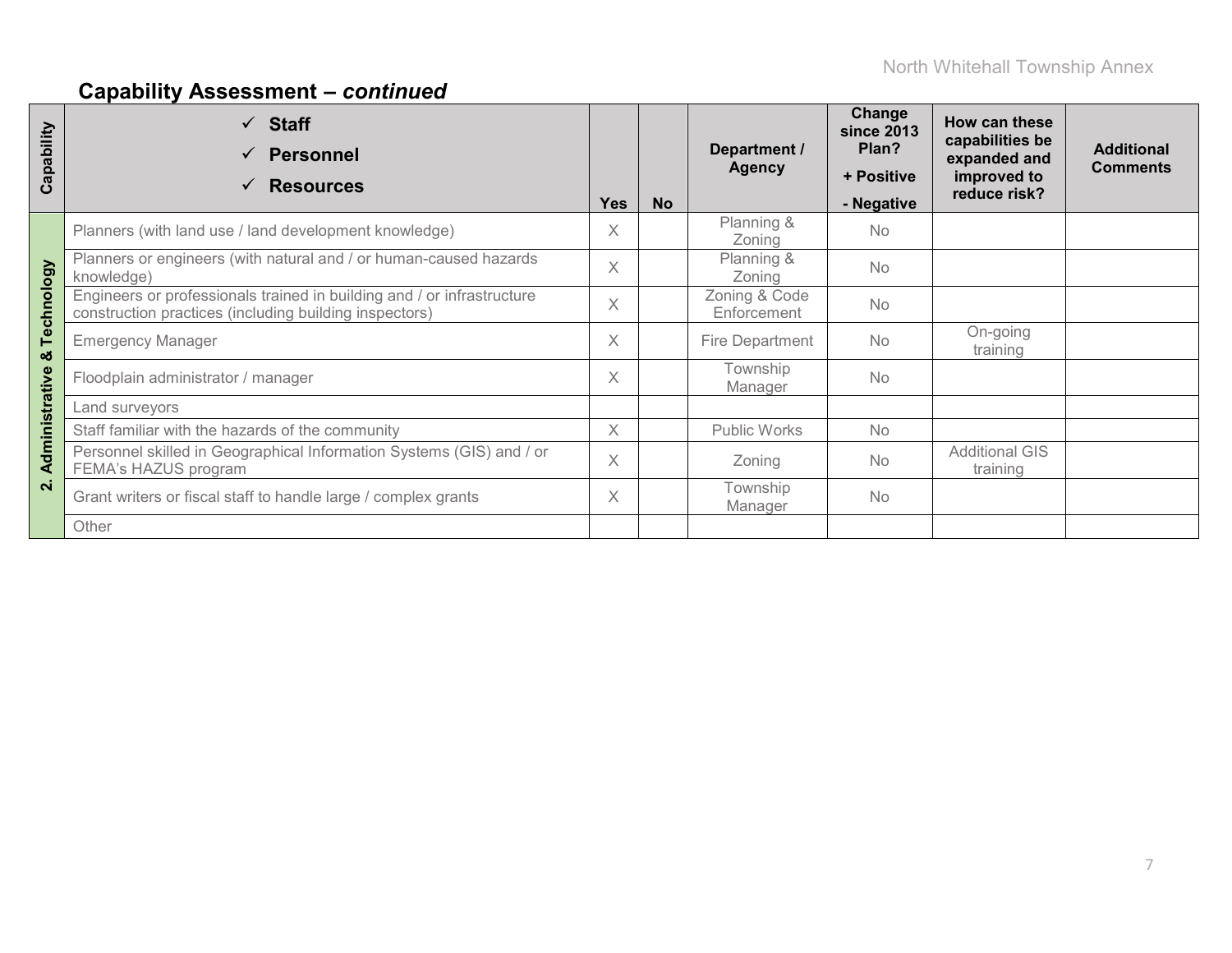## Capability Assessment – *continued*

| Capability | ✓ Staff<br>✓ Personnel<br>✓ Resources | Yes | No | Department / Agency | Change since 2013 Plan?<br>+ Positive<br>- Negative | How can these capabilities be expanded and improved to reduce risk? | Additional Comments |
|---|---|---|---|---|---|---|---|
| 2. Administrative & Technology | Planners (with land use / land development knowledge) | X | | Planning & Zoning | No | | |
| | Planners or engineers (with natural and / or human-caused hazards knowledge) | X | | Planning & Zoning | No | | |
| | Engineers or professionals trained in building and / or infrastructure construction practices (including building inspectors) | X | | Zoning & Code Enforcement | No | | |
| | Emergency Manager | X | | Fire Department | No | On-going training | |
| | Floodplain administrator / manager | X | | Township Manager | No | | |
| | Land surveyors | | | | | | |
| | Staff familiar with the hazards of the community | X | | Public Works | No | | |
| | Personnel skilled in Geographical Information Systems (GIS) and / or FEMA's HAZUS program | X | | Zoning | No | Additional GIS training | |
| | Grant writers or fiscal staff to handle large / complex grants | X | | Township Manager | No | | |
| | Other | | | | | | |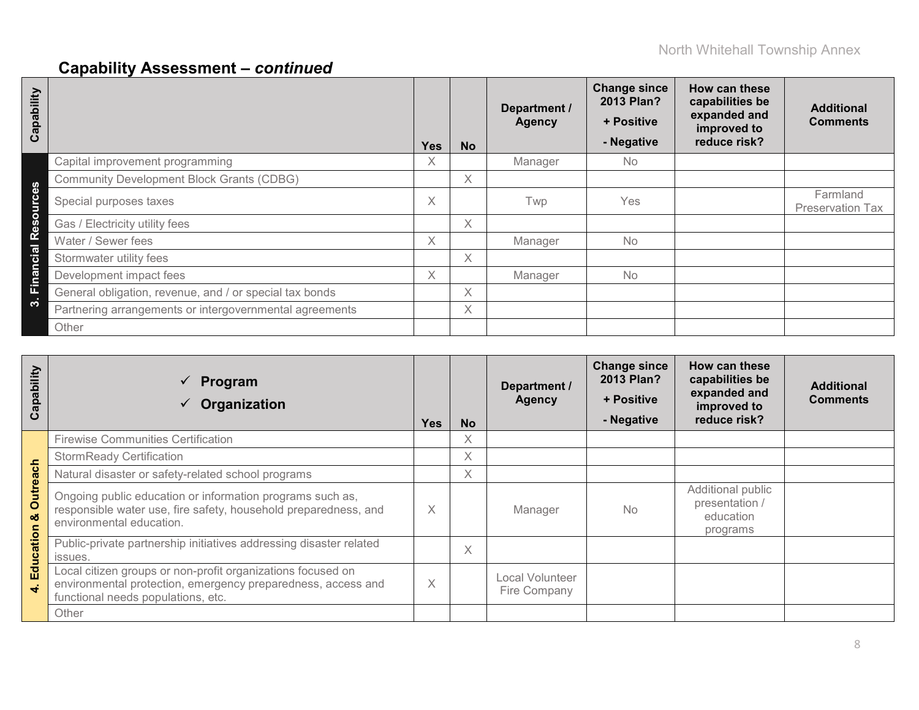## Capability Assessment – *continued*

| Capability | | Yes | No | Department / Agency | Change since 2013 Plan? + Positive - Negative | How can these capabilities be expanded and improved to reduce risk? | Additional Comments |
|---|---|---|---|---|---|---|---|
| 3. Financial Resources | Capital improvement programming | X | | Manager | No | | |
| | Community Development Block Grants (CDBG) | | X | | | | |
| | Special purposes taxes | X | | Twp | Yes | | Farmland Preservation Tax |
| | Gas / Electricity utility fees | | X | | | | |
| | Water / Sewer fees | X | | Manager | No | | |
| | Stormwater utility fees | | X | | | | |
| | Development impact fees | X | | Manager | No | | |
| | General obligation, revenue, and / or special tax bonds | | X | | | | |
| | Partnering arrangements or intergovernmental agreements | | X | | | | |
| | Other | | | | | | |

| Capability | ✓ Program ✓ Organization | Yes | No | Department / Agency | Change since 2013 Plan? + Positive - Negative | How can these capabilities be expanded and improved to reduce risk? | Additional Comments |
|---|---|---|---|---|---|---|---|
| 4. Education & Outreach | Firewise Communities Certification | | X | | | | |
| | StormReady Certification | | X | | | | |
| | Natural disaster or safety-related school programs | | X | | | | |
| | Ongoing public education or information programs such as, responsible water use, fire safety, household preparedness, and environmental education. | X | | Manager | No | Additional public presentation / education programs | |
| | Public-private partnership initiatives addressing disaster related issues. | | X | | | | |
| | Local citizen groups or non-profit organizations focused on environmental protection, emergency preparedness, access and functional needs populations, etc. | X | | Local Volunteer Fire Company | | | |
| | Other | | | | | | |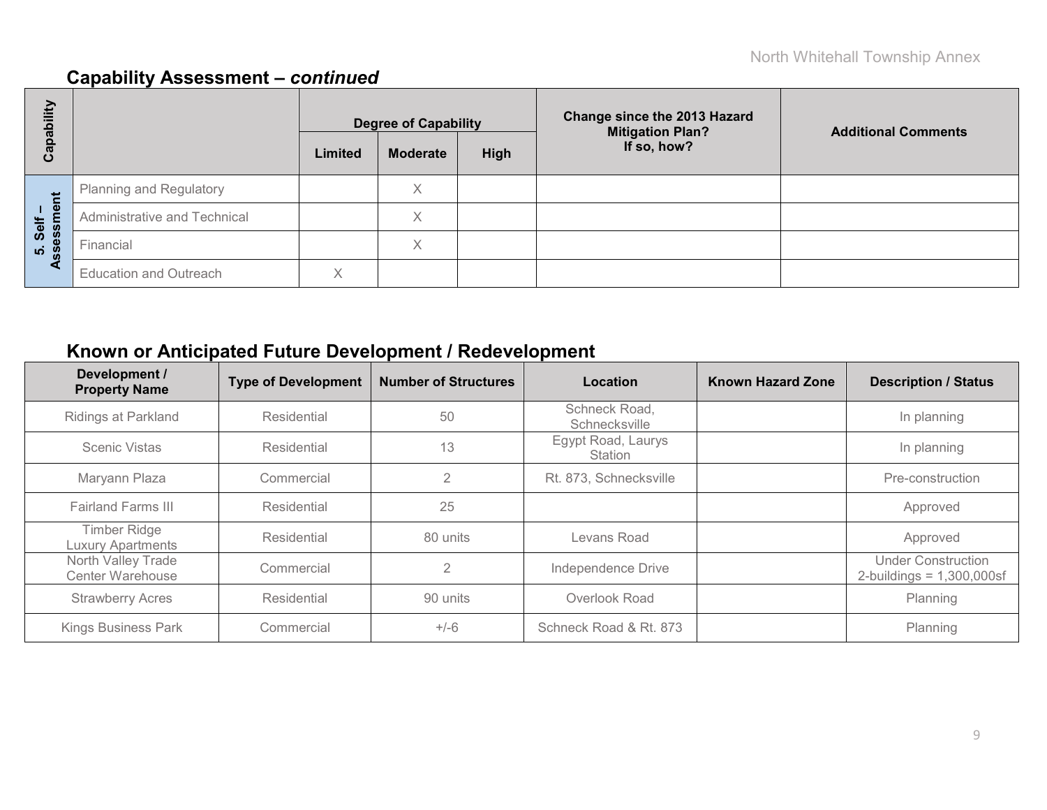## Capability Assessment – *continued*

| Capability | | Degree of Capability | | | Change since the 2013 Hazard Mitigation Plan? If so, how? | Additional Comments |
|---|---|---|---|---|---|---|
| | | Limited | Moderate | High | | |
| 5. Self – Assessment | Planning and Regulatory | | X | | | |
| | Administrative and Technical | | X | | | |
| | Financial | | X | | | |
| | Education and Outreach | X | | | | |

## Known or Anticipated Future Development / Redevelopment

| Development / Property Name | Type of Development | Number of Structures | Location | Known Hazard Zone | Description / Status |
|---|---|---|---|---|---|
| Ridings at Parkland | Residential | 50 | Schneck Road, Schnecksville | | In planning |
| Scenic Vistas | Residential | 13 | Egypt Road, Laurys Station | | In planning |
| Maryann Plaza | Commercial | 2 | Rt. 873, Schnecksville | | Pre-construction |
| Fairland Farms III | Residential | 25 | | | Approved |
| Timber Ridge Luxury Apartments | Residential | 80 units | Levans Road | | Approved |
| North Valley Trade Center Warehouse | Commercial | 2 | Independence Drive | | Under Construction 2-buildings = 1,300,000sf |
| Strawberry Acres | Residential | 90 units | Overlook Road | | Planning |
| Kings Business Park | Commercial | +/-6 | Schneck Road & Rt. 873 | | Planning |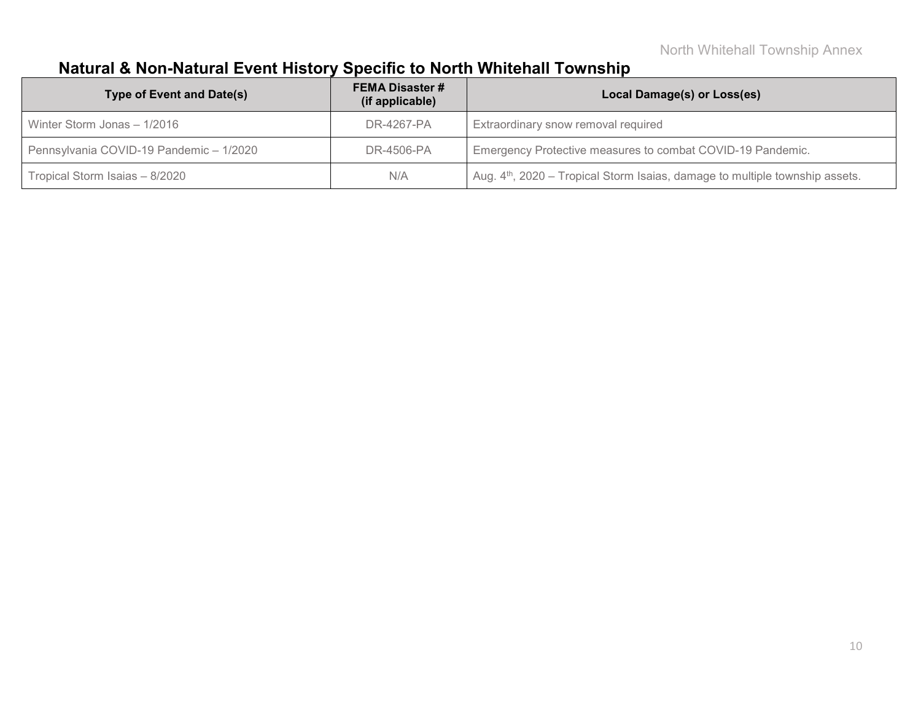## Natural & Non-Natural Event History Specific to North Whitehall Township

| Type of Event and Date(s) | FEMA Disaster # (if applicable) | Local Damage(s) or Loss(es) |
|---|---|---|
| Winter Storm Jonas – 1/2016 | DR-4267-PA | Extraordinary snow removal required |
| Pennsylvania COVID-19 Pandemic – 1/2020 | DR-4506-PA | Emergency Protective measures to combat COVID-19 Pandemic. |
| Tropical Storm Isaias – 8/2020 | N/A | Aug. 4th, 2020 – Tropical Storm Isaias, damage to multiple township assets. |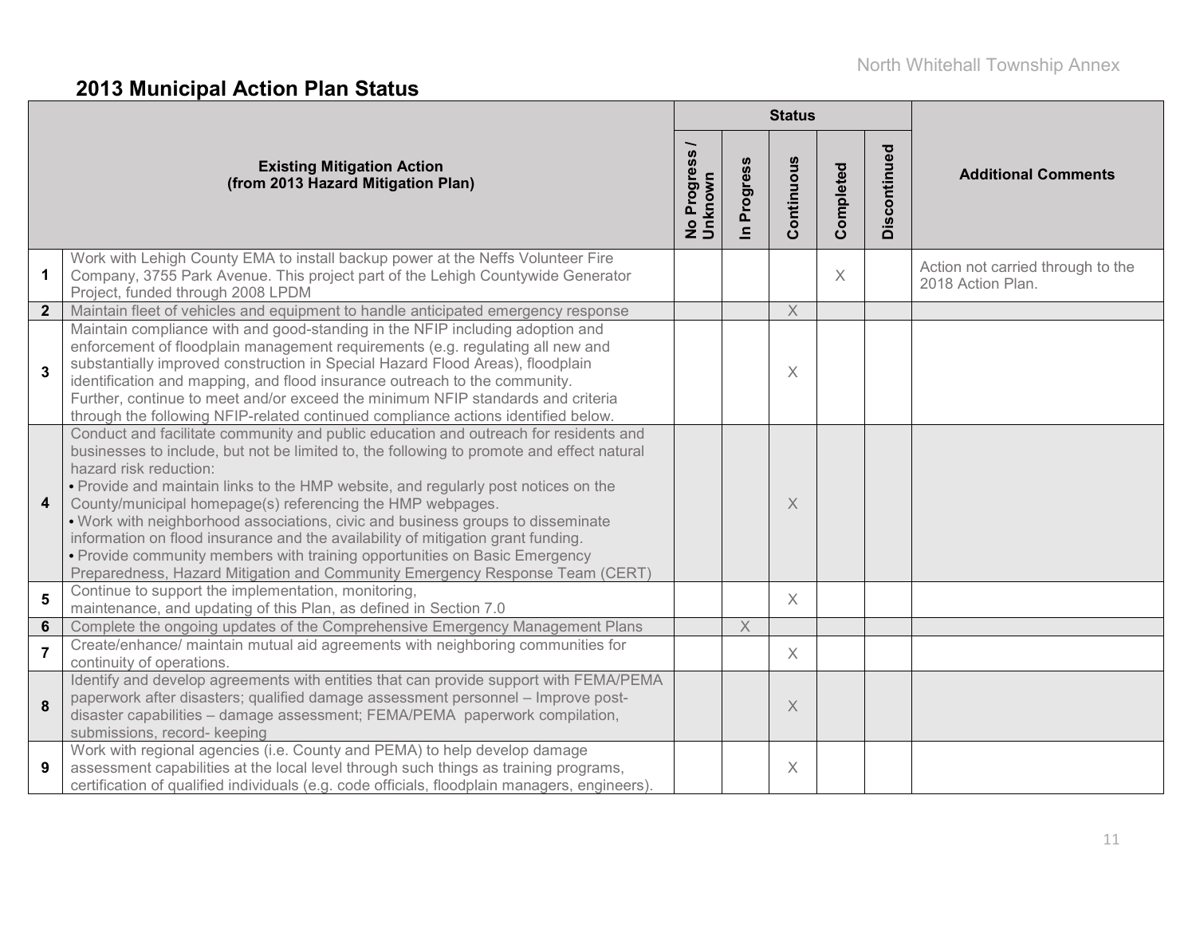## 2013 Municipal Action Plan Status

| # | Existing Mitigation Action (from 2013 Hazard Mitigation Plan) | Status | | | | | Additional Comments |
|---|---|---|---|---|---|---|---|
| | | No Progress / Unknown | In Progress | Continuous | Completed | Discontinued | |
| 1 | Work with Lehigh County EMA to install backup power at the Neffs Volunteer Fire Company, 3755 Park Avenue. This project part of the Lehigh Countywide Generator Project, funded through 2008 LPDM | | | | X | | Action not carried through to the 2018 Action Plan. |
| 2 | Maintain fleet of vehicles and equipment to handle anticipated emergency response | | | X | | | |
| 3 | Maintain compliance with and good-standing in the NFIP including adoption and enforcement of floodplain management requirements (e.g. regulating all new and substantially improved construction in Special Hazard Flood Areas), floodplain identification and mapping, and flood insurance outreach to the community. Further, continue to meet and/or exceed the minimum NFIP standards and criteria through the following NFIP-related continued compliance actions identified below. | | | X | | | |
| 4 | Conduct and facilitate community and public education and outreach for residents and businesses to include, but not be limited to, the following to promote and effect natural hazard risk reduction: • Provide and maintain links to the HMP website, and regularly post notices on the County/municipal homepage(s) referencing the HMP webpages. • Work with neighborhood associations, civic and business groups to disseminate information on flood insurance and the availability of mitigation grant funding. • Provide community members with training opportunities on Basic Emergency Preparedness, Hazard Mitigation and Community Emergency Response Team (CERT) | | | X | | | |
| 5 | Continue to support the implementation, monitoring, maintenance, and updating of this Plan, as defined in Section 7.0 | | | X | | | |
| 6 | Complete the ongoing updates of the Comprehensive Emergency Management Plans | | X | | | | |
| 7 | Create/enhance/ maintain mutual aid agreements with neighboring communities for continuity of operations. | | | X | | | |
| 8 | Identify and develop agreements with entities that can provide support with FEMA/PEMA paperwork after disasters; qualified damage assessment personnel – Improve post-disaster capabilities – damage assessment; FEMA/PEMA paperwork compilation, submissions, record- keeping | | | X | | | |
| 9 | Work with regional agencies (i.e. County and PEMA) to help develop damage assessment capabilities at the local level through such things as training programs, certification of qualified individuals (e.g. code officials, floodplain managers, engineers). | | | X | | | |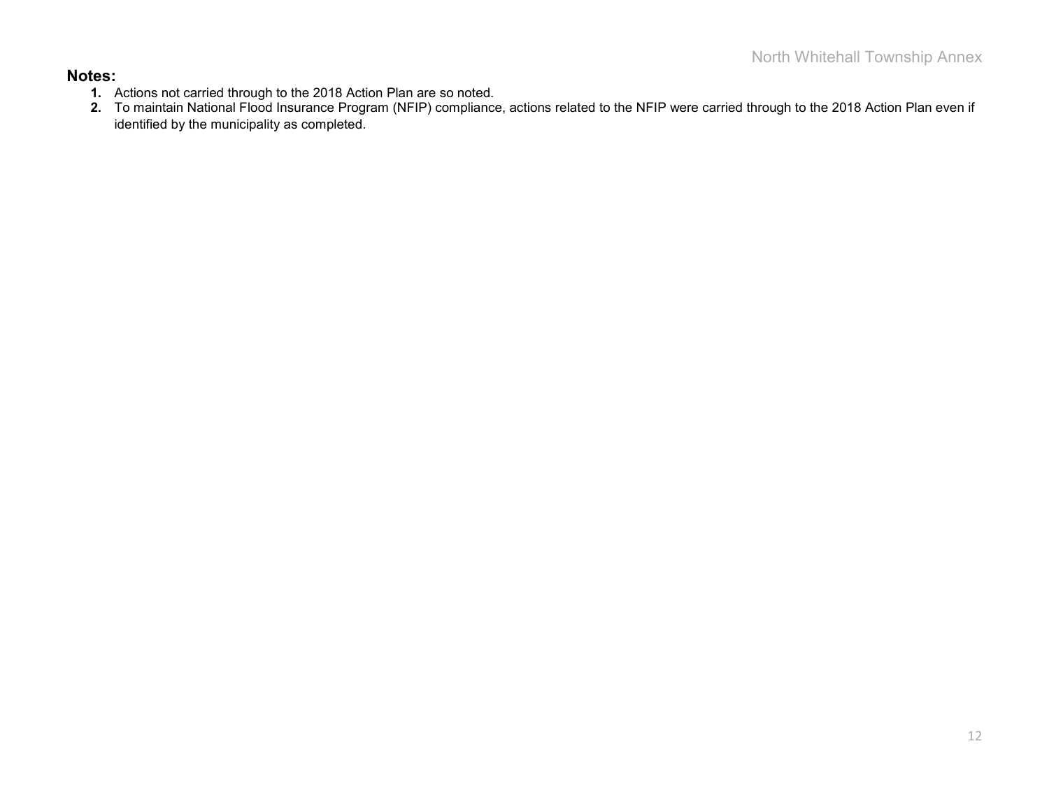**Notes:**

1. Actions not carried through to the 2018 Action Plan are so noted.
2. To maintain National Flood Insurance Program (NFIP) compliance, actions related to the NFIP were carried through to the 2018 Action Plan even if identified by the municipality as completed.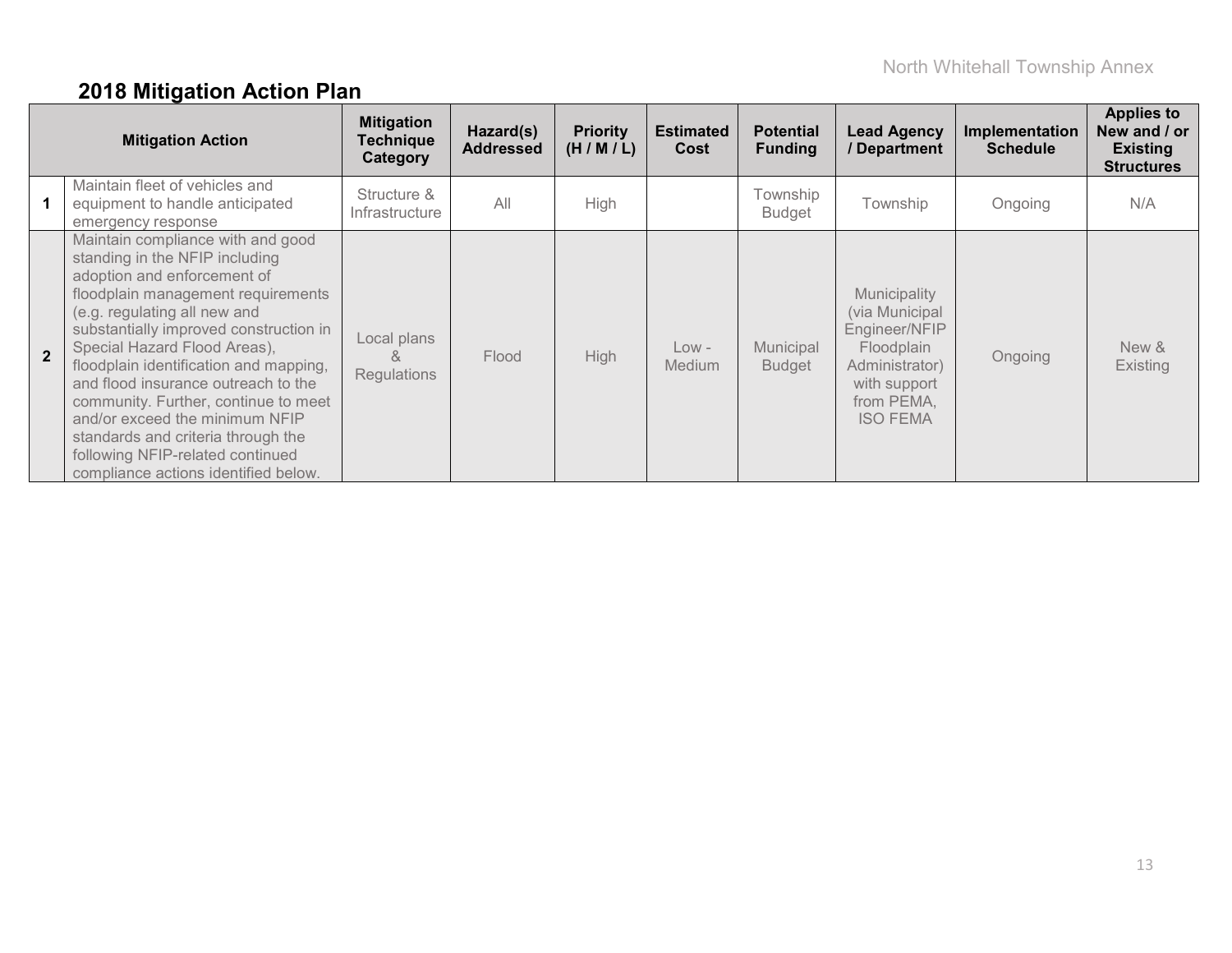## 2018 Mitigation Action Plan

| | Mitigation Action | Mitigation Technique Category | Hazard(s) Addressed | Priority (H / M / L) | Estimated Cost | Potential Funding | Lead Agency / Department | Implementation Schedule | Applies to New and / or Existing Structures |
|---|---|---|---|---|---|---|---|---|---|
| 1 | Maintain fleet of vehicles and equipment to handle anticipated emergency response | Structure & Infrastructure | All | High | | Township Budget | Township | Ongoing | N/A |
| 2 | Maintain compliance with and good standing in the NFIP including adoption and enforcement of floodplain management requirements (e.g. regulating all new and substantially improved construction in Special Hazard Flood Areas), floodplain identification and mapping, and flood insurance outreach to the community. Further, continue to meet and/or exceed the minimum NFIP standards and criteria through the following NFIP-related continued compliance actions identified below. | Local plans & Regulations | Flood | High | Low - Medium | Municipal Budget | Municipality (via Municipal Engineer/NFIP Floodplain Administrator) with support from PEMA, ISO FEMA | Ongoing | New & Existing |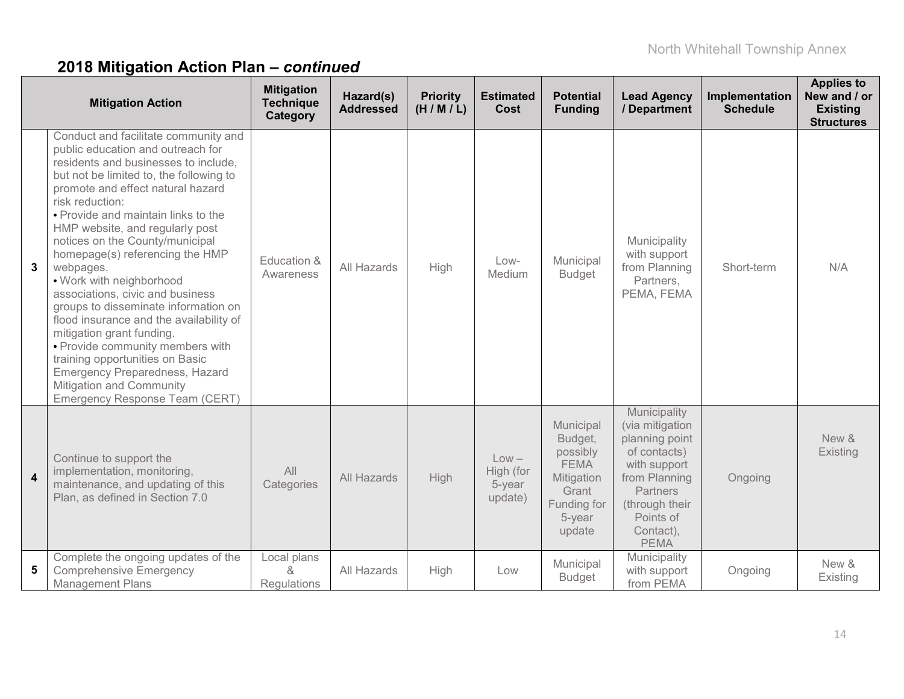## 2018 Mitigation Action Plan – *continued*

| | Mitigation Action | Mitigation Technique Category | Hazard(s) Addressed | Priority (H / M / L) | Estimated Cost | Potential Funding | Lead Agency / Department | Implementation Schedule | Applies to New and / or Existing Structures |
|---|---|---|---|---|---|---|---|---|---|
| 3 | Conduct and facilitate community and public education and outreach for residents and businesses to include, but not be limited to, the following to promote and effect natural hazard risk reduction:<br>• Provide and maintain links to the HMP website, and regularly post notices on the County/municipal homepage(s) referencing the HMP webpages.<br>• Work with neighborhood associations, civic and business groups to disseminate information on flood insurance and the availability of mitigation grant funding.<br>• Provide community members with training opportunities on Basic Emergency Preparedness, Hazard Mitigation and Community Emergency Response Team (CERT) | Education & Awareness | All Hazards | High | Low-Medium | Municipal Budget | Municipality with support from Planning Partners, PEMA, FEMA | Short-term | N/A |
| 4 | Continue to support the implementation, monitoring, maintenance, and updating of this Plan, as defined in Section 7.0 | All Categories | All Hazards | High | Low – High (for 5-year update) | Municipal Budget, possibly FEMA Mitigation Grant Funding for 5-year update | Municipality (via mitigation planning point of contacts) with support from Planning Partners (through their Points of Contact), PEMA | Ongoing | New & Existing |
| 5 | Complete the ongoing updates of the Comprehensive Emergency Management Plans | Local plans & Regulations | All Hazards | High | Low | Municipal Budget | Municipality with support from PEMA | Ongoing | New & Existing |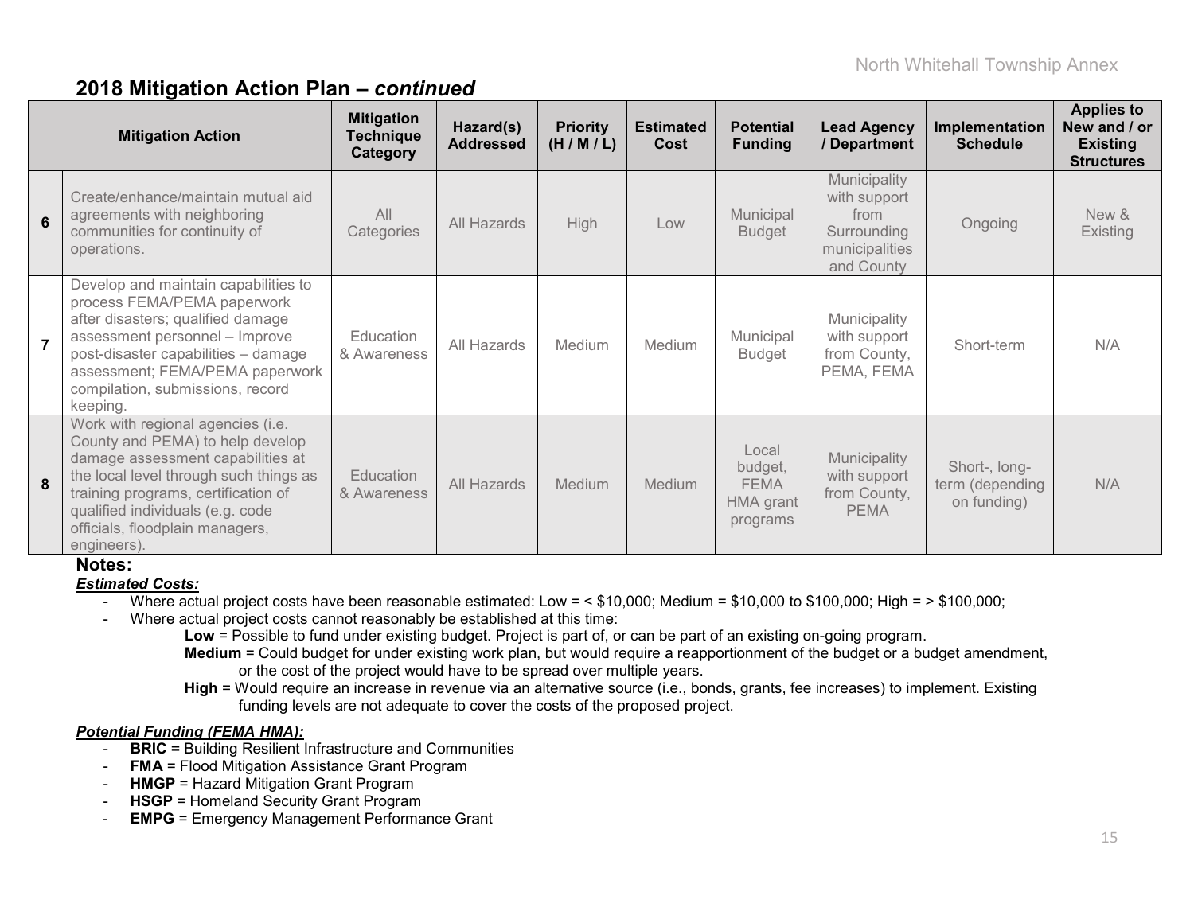## 2018 Mitigation Action Plan – *continued*

| | Mitigation Action | Mitigation Technique Category | Hazard(s) Addressed | Priority (H / M / L) | Estimated Cost | Potential Funding | Lead Agency / Department | Implementation Schedule | Applies to New and / or Existing Structures |
|---|---|---|---|---|---|---|---|---|---|
| 6 | Create/enhance/maintain mutual aid agreements with neighboring communities for continuity of operations. | All Categories | All Hazards | High | Low | Municipal Budget | Municipality with support from Surrounding municipalities and County | Ongoing | New & Existing |
| 7 | Develop and maintain capabilities to process FEMA/PEMA paperwork after disasters; qualified damage assessment personnel – Improve post-disaster capabilities – damage assessment; FEMA/PEMA paperwork compilation, submissions, record keeping. | Education & Awareness | All Hazards | Medium | Medium | Municipal Budget | Municipality with support from County, PEMA, FEMA | Short-term | N/A |
| 8 | Work with regional agencies (i.e. County and PEMA) to help develop damage assessment capabilities at the local level through such things as training programs, certification of qualified individuals (e.g. code officials, floodplain managers, engineers). | Education & Awareness | All Hazards | Medium | Medium | Local budget, FEMA HMA grant programs | Municipality with support from County, PEMA | Short-, long-term (depending on funding) | N/A |

**Notes:**

***Estimated Costs:***

- Where actual project costs have been reasonable estimated: Low = < $10,000; Medium = $10,000 to $100,000; High = > $100,000;
- Where actual project costs cannot reasonably be established at this time:
  - **Low** = Possible to fund under existing budget. Project is part of, or can be part of an existing on-going program.
  - **Medium** = Could budget for under existing work plan, but would require a reapportionment of the budget or a budget amendment, or the cost of the project would have to be spread over multiple years.
  - **High** = Would require an increase in revenue via an alternative source (i.e., bonds, grants, fee increases) to implement. Existing funding levels are not adequate to cover the costs of the proposed project.

***Potential Funding (FEMA HMA):***

- **BRIC =** Building Resilient Infrastructure and Communities
- **FMA** = Flood Mitigation Assistance Grant Program
- **HMGP** = Hazard Mitigation Grant Program
- **HSGP** = Homeland Security Grant Program
- **EMPG** = Emergency Management Performance Grant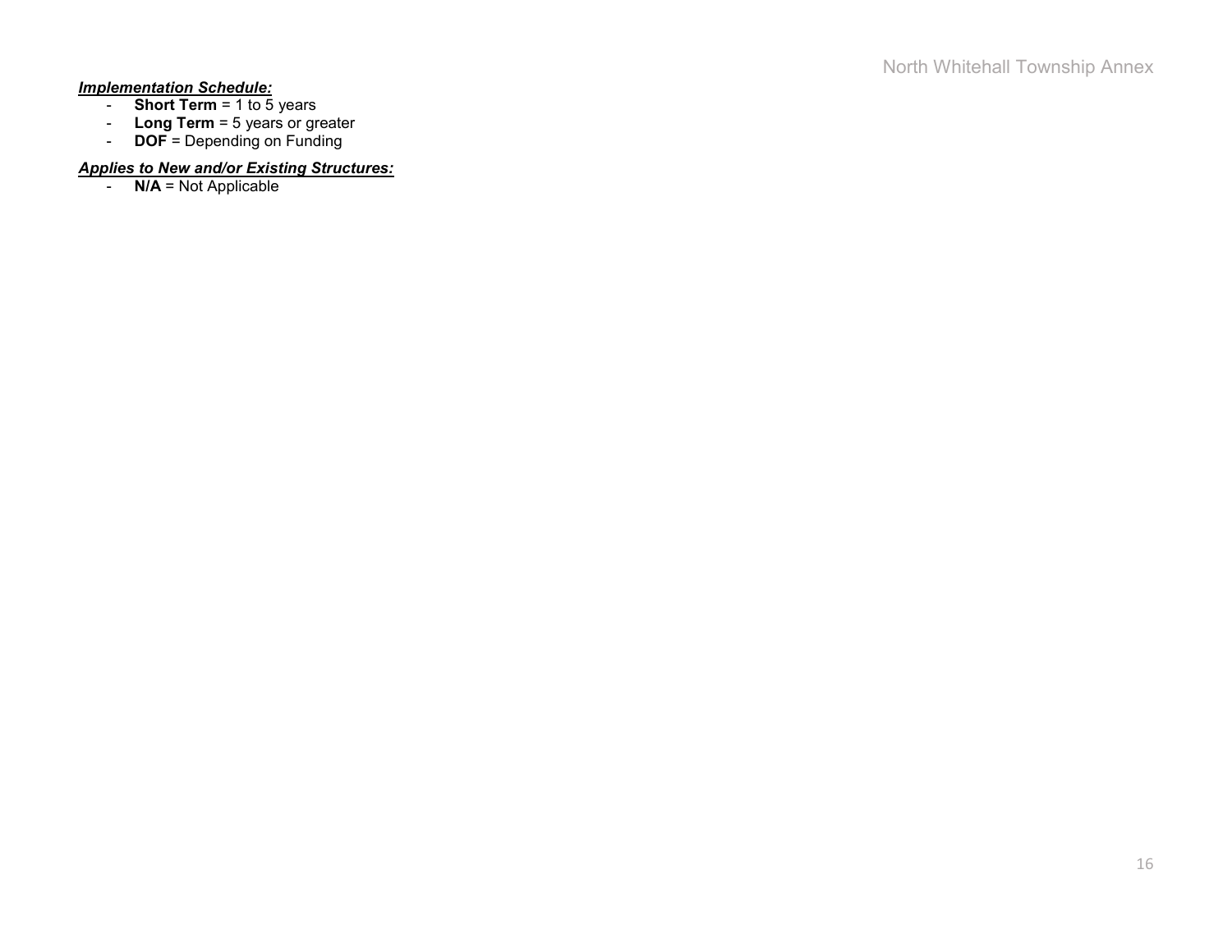***Implementation Schedule:***

- **Short Term** = 1 to 5 years
- **Long Term** = 5 years or greater
- **DOF** = Depending on Funding

***Applies to New and/or Existing Structures:***

- **N/A** = Not Applicable